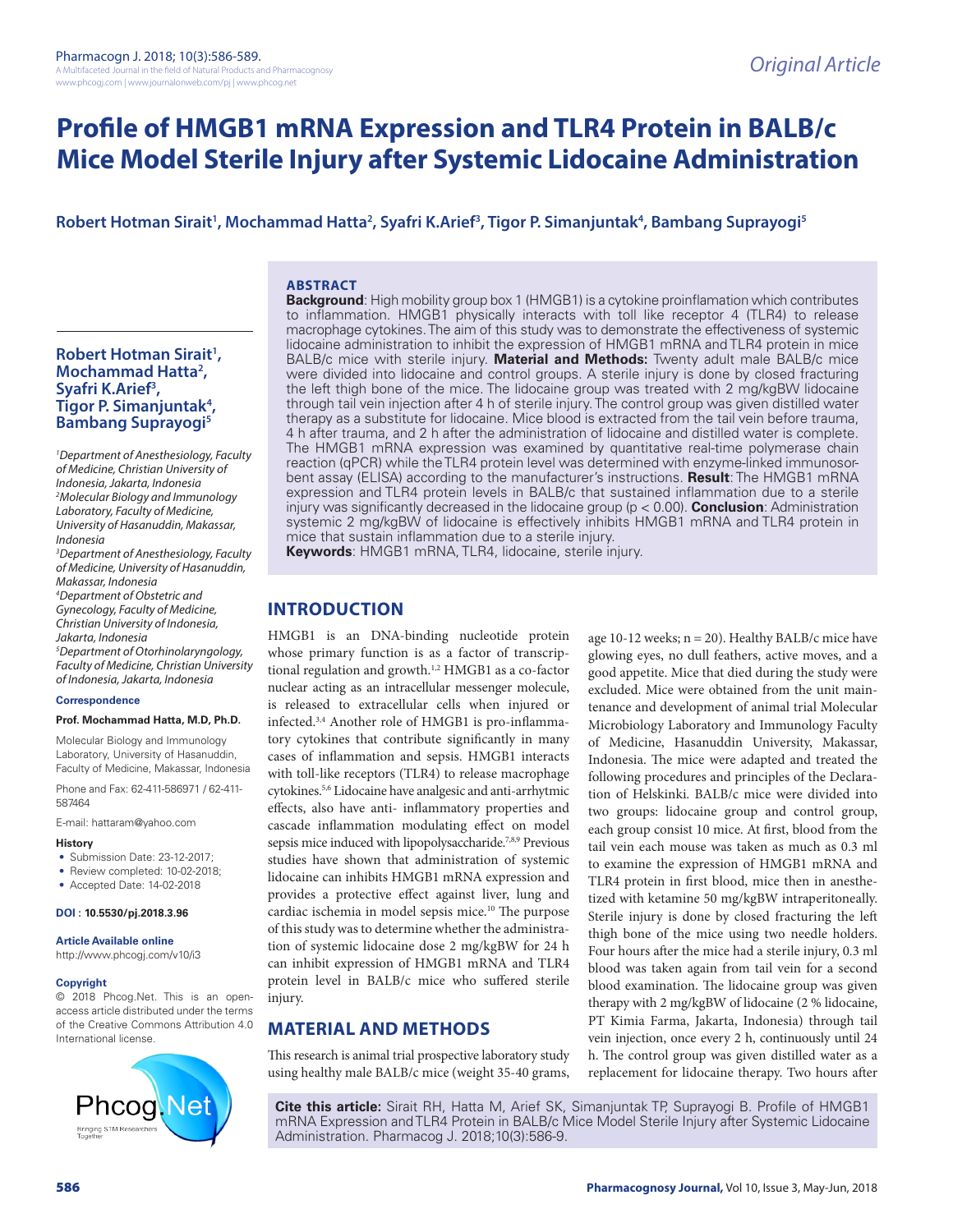# Profile of HMGB1 mRNA Expression and TLR4 Protein in BALB/c Mice Model Sterile Injury after Systemic Lidocaine Administration

**Robert Hotman Sirait[1], Mochammad Hatta[2], Syafri K.Arief[3], Tigor P. Simanjuntak[4], Bambang Suprayogi[5]**

[1]*Department of Anesthesiology, Faculty of Medicine, Christian University of Indonesia, Jakarta, Indonesia*
[2]*Molecular Biology and Immunology Laboratory, Faculty of Medicine, University of Hasanuddin, Makassar, Indonesia*
[3]*Department of Anesthesiology, Faculty of Medicine, University of Hasanuddin, Makassar, Indonesia*
[4]*Department of Obstetric and Gynecology, Faculty of Medicine, Christian University of Indonesia, Jakarta, Indonesia*
[5]*Department of Otorhinolaryngology, Faculty of Medicine, Christian University of Indonesia, Jakarta, Indonesia*

**Correspondence**

**Prof. Mochammad Hatta, M.D, Ph.D.**

Molecular Biology and Immunology Laboratory, University of Hasanuddin, Faculty of Medicine, Makassar, Indonesia

Phone and Fax: 62-411-586971 / 62-411-587464

E-mail: hattaram@yahoo.com

**History**

- Submission Date: 23-12-2017;
- Review completed: 10-02-2018;
- Accepted Date: 14-02-2018

**DOI : 10.5530/pj.2018.3.96**

**Article Available online**

http://www.phcogj.com/v10/i3

**Copyright**

© 2018 Phcog.Net. This is an open-access article distributed under the terms of the Creative Commons Attribution 4.0 International license.

## ABSTRACT

**Background**: High mobility group box 1 (HMGB1) is a cytokine proinflamation which contributes to inflammation. HMGB1 physically interacts with toll like receptor 4 (TLR4) to release macrophage cytokines. The aim of this study was to demonstrate the effectiveness of systemic lidocaine administration to inhibit the expression of HMGB1 mRNA and TLR4 protein in mice BALB/c mice with sterile injury. **Material and Methods:** Twenty adult male BALB/c mice were divided into lidocaine and control groups. A sterile injury is done by closed fracturing the left thigh bone of the mice. The lidocaine group was treated with 2 mg/kgBW lidocaine through tail vein injection after 4 h of sterile injury. The control group was given distilled water therapy as a substitute for lidocaine. Mice blood is extracted from the tail vein before trauma, 4 h after trauma, and 2 h after the administration of lidocaine and distilled water is complete. The HMGB1 mRNA expression was examined by quantitative real-time polymerase chain reaction (qPCR) while the TLR4 protein level was determined with enzyme-linked immunosorbent assay (ELISA) according to the manufacturer's instructions. **Result**: The HMGB1 mRNA expression and TLR4 protein levels in BALB/c that sustained inflammation due to a sterile injury was significantly decreased in the lidocaine group ($p < 0.00$). **Conclusion**: Administration systemic 2 mg/kgBW of lidocaine is effectively inhibits HMGB1 mRNA and TLR4 protein in mice that sustain inflammation due to a sterile injury.

**Keywords**: HMGB1 mRNA, TLR4, lidocaine, sterile injury.

## INTRODUCTION

HMGB1 is an DNA-binding nucleotide protein whose primary function is as a factor of transcriptional regulation and growth.[1,2] HMGB1 as a co-factor nuclear acting as an intracellular messenger molecule, is released to extracellular cells when injured or infected.[3,4] Another role of HMGB1 is pro-inflammatory cytokines that contribute significantly in many cases of inflammation and sepsis. HMGB1 interacts with toll-like receptors (TLR4) to release macrophage cytokines.[5,6] Lidocaine have analgesic and anti-arrhytmic effects, also have anti- inflammatory properties and cascade inflammation modulating effect on model sepsis mice induced with lipopolysaccharide.[7,8,9] Previous studies have shown that administration of systemic lidocaine can inhibits HMGB1 mRNA expression and provides a protective effect against liver, lung and cardiac ischemia in model sepsis mice.[10] The purpose of this study was to determine whether the administration of systemic lidocaine dose 2 mg/kgBW for 24 h can inhibit expression of HMGB1 mRNA and TLR4 protein level in BALB/c mice who suffered sterile injury.

## MATERIAL AND METHODS

This research is animal trial prospective laboratory study using healthy male BALB/c mice (weight 35-40 grams, age 10-12 weeks; n = 20). Healthy BALB/c mice have glowing eyes, no dull feathers, active moves, and a good appetite. Mice that died during the study were excluded. Mice were obtained from the unit maintenance and development of animal trial Molecular Microbiology Laboratory and Immunology Faculty of Medicine, Hasanuddin University, Makassar, Indonesia. The mice were adapted and treated the following procedures and principles of the Declaration of Helskinki. BALB/c mice were divided into two groups: lidocaine group and control group, each group consist of 10 mice. At first, blood from the tail vein each mouse was taken as much as 0.3 ml to examine the expression of HMGB1 mRNA and TLR4 protein in first blood, mice then in anesthetized with ketamine 50 mg/kgBW intraperitoneally. Sterile injury is done by closed fracturing the left thigh bone of the mice using two needle holders. Four hours after the mice had a sterile injury, 0.3 ml blood was taken again from tail vein for a second blood examination. The lidocaine group was given therapy with 2 mg/kgBW of lidocaine (2 % lidocaine, PT Kimia Farma, Jakarta, Indonesia) through tail vein injection, once every 2 h, continuously until 24 h. The control group was given distilled water as a replacement for lidocaine therapy. Two hours after

**Cite this article:** Sirait RH, Hatta M, Arief SK, Simanjuntak TP, Suprayogi B. Profile of HMGB1 mRNA Expression and TLR4 Protein in BALB/c Mice Model Sterile Injury after Systemic Lidocaine Administration. Pharmacog J. 2018;10(3):586-9.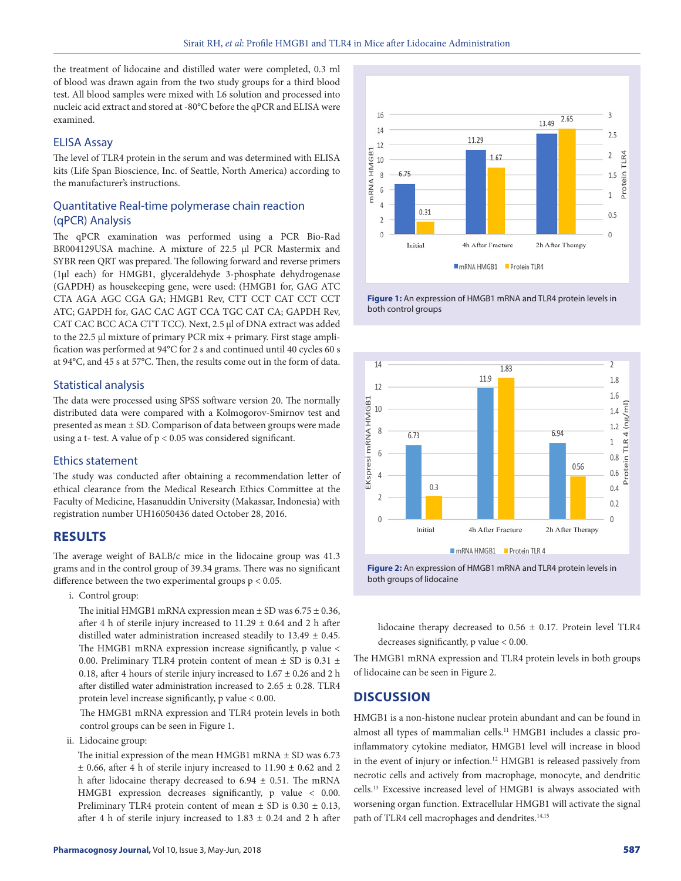the treatment of lidocaine and distilled water were completed, 0.3 ml of blood was drawn again from the two study groups for a third blood test. All blood samples were mixed with L6 solution and processed into nucleic acid extract and stored at -80°C before the qPCR and ELISA were examined.

### ELISA Assay

The level of TLR4 protein in the serum and was determined with ELISA kits (Life Span Bioscience, Inc. of Seattle, North America) according to the manufacturer's instructions.

### Quantitative Real-time polymerase chain reaction (qPCR) Analysis

The qPCR examination was performed using a PCR Bio-Rad BR004129USA machine. A mixture of 22.5 µl PCR Mastermix and SYBR reen QRT was prepared. The following forward and reverse primers (1µl each) for HMGB1, glyceraldehyde 3-phosphate dehydrogenase (GAPDH) as housekeeping gene, were used: (HMGB1 for, GAG ATC CTA AGA AGC CGA GA; HMGB1 Rev, CTT CCT CAT CCT CCT ATC; GAPDH for, GAC CAC AGT CCA TGC CAT CA; GAPDH Rev, CAT CAC BCC ACA CTT TCC). Next, 2.5 µl of DNA extract was added to the 22.5 µl mixture of primary PCR mix + primary. First stage amplification was performed at 94°C for 2 s and continued until 40 cycles 60 s at 94°C, and 45 s at 57°C. Then, the results come out in the form of data.

### Statistical analysis

The data were processed using SPSS software version 20. The normally distributed data were compared with a Kolmogorov-Smirnov test and presented as mean ± SD. Comparison of data between groups were made using a t- test. A value of $p < 0.05$ was considered significant.

### Ethics statement

The study was conducted after obtaining a recommendation letter of ethical clearance from the Medical Research Ethics Committee at the Faculty of Medicine, Hasanuddin University (Makassar, Indonesia) with registration number UH16050436 dated October 28, 2016.

## RESULTS

The average weight of BALB/c mice in the lidocaine group was 41.3 grams and in the control group of 39.34 grams. There was no significant difference between the two experimental groups $p < 0.05$.

i. Control group:

The initial HMGB1 mRNA expression mean ± SD was 6.75 ± 0.36, after 4 h of sterile injury increased to 11.29 ± 0.64 and 2 h after distilled water administration increased steadily to 13.49 ± 0.45. The HMGB1 mRNA expression increase significantly, p value < 0.00. Preliminary TLR4 protein content of mean ± SD is 0.31 ± 0.18, after 4 hours of sterile injury increased to 1.67 ± 0.26 and 2 h after distilled water administration increased to 2.65 ± 0.28. TLR4 protein level increase significantly, p value < 0.00.

The HMGB1 mRNA expression and TLR4 protein levels in both control groups can be seen in Figure 1.

ii. Lidocaine group:

The initial expression of the mean HMGB1 mRNA ± SD was 6.73 ± 0.66, after 4 h of sterile injury increased to 11.90 ± 0.62 and 2 h after lidocaine therapy decreased to 6.94 ± 0.51. The mRNA HMGB1 expression decreases significantly, p value < 0.00. Preliminary TLR4 protein content of mean ± SD is 0.30 ± 0.13, after 4 h of sterile injury increased to 1.83 ± 0.24 and 2 h after lidocaine therapy decreased to 0.56 ± 0.17. Protein level TLR4 decreases significantly, p value < 0.00.

The HMGB1 mRNA expression and TLR4 protein levels in both groups of lidocaine can be seen in Figure 2.

**Figure 1:** An expression of HMGB1 mRNA and TLR4 protein levels in both control groups

**Figure 2:** An expression of HMGB1 mRNA and TLR4 protein levels in both groups of lidocaine

## DISCUSSION

HMGB1 is a non-histone nuclear protein abundant and can be found in almost all types of mammalian cells.[11] HMGB1 includes a classic pro-inflammatory cytokine mediator, HMGB1 level will increase in blood in the event of injury or infection.[12] HMGB1 is released passively from necrotic cells and actively from macrophage, monocyte, and dendritic cells.[13] Excessive increased level of HMGB1 is always associated with worsening organ function. Extracellular HMGB1 will activate the signal path of TLR4 cell macrophages and dendrites.[14,15]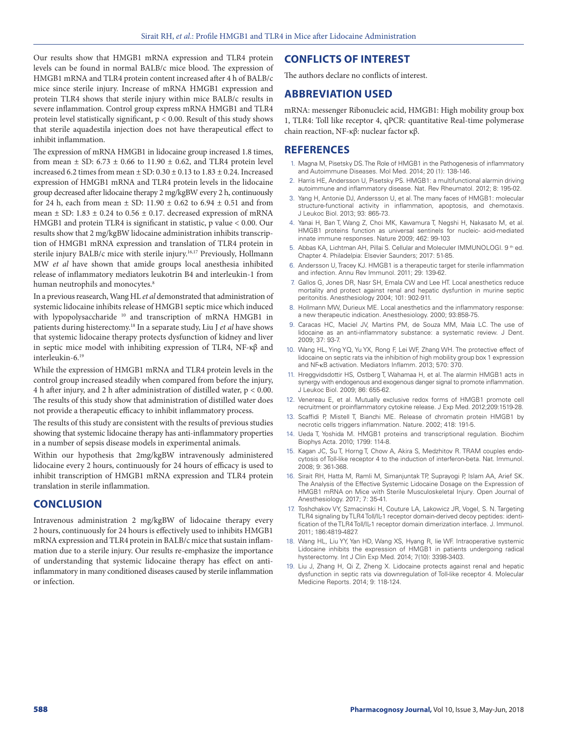Our results show that HMGB1 mRNA expression and TLR4 protein levels can be found in normal BALB/c mice blood. The expression of HMGB1 mRNA and TLR4 protein content increased after 4 h of BALB/c mice since sterile injury. Increase of mRNA HMGB1 expression and protein TLR4 shows that sterile injury within mice BALB/c results in severe inflammation. Control group express mRNA HMGB1 and TLR4 protein level statistically significant, $p < 0.00$. Result of this study shows that sterile aquadestila injection does not have therapeutical effect to inhibit inflammation.

The expression of mRNA HMGB1 in lidocaine group increased 1.8 times, from mean ± SD: 6.73 ± 0.66 to 11.90 ± 0.62, and TLR4 protein level increased 6.2 times from mean ± SD: 0.30 ± 0.13 to 1.83 ± 0.24. Increased expression of HMGB1 mRNA and TLR4 protein levels in the lidocaine group decreased after lidocaine therapy 2 mg/kgBW every 2 h, continuously for 24 h, each from mean ± SD: 11.90 ± 0.62 to 6.94 ± 0.51 and from mean ± SD: 1.83 ± 0.24 to 0.56 ± 0.17. decreased expression of mRNA HMGB1 and protein TLR4 is significant in statistic, p value < 0.00. Our results show that 2 mg/kgBW lidocaine administration inhibits transcription of HMGB1 mRNA expression and translation of TLR4 protein in sterile injury BALB/c mice with sterile injury.[16,17] Previously, Hollmann MW *et al* have shown that amide groups local anesthesia inhibited release of inflammatory mediators leukotrin B4 and interleukin-1 from human neutrophils and monocytes.[8]

In a previous reasearch, Wang HL *et al* demonstrated that administration of systemic lidocaine inhibits release of HMGB1 septic mice which induced with lypopolysaccharide [10] and transcription of mRNA HMGB1 in patients during histerectomy.[18] In a separate study, Liu J *et al* have shows that systemic lidocaine therapy protects dysfunction of kidney and liver in septic mice model with inhibiting expression of TLR4, NF-κβ and interleukin-6.[19]

While the expression of HMGB1 mRNA and TLR4 protein levels in the control group increased steadily when compared from before the injury, 4 h after injury, and 2 h after administration of distilled water, $p < 0.00$. The results of this study show that administration of distilled water does not provide a therapeutic efficacy to inhibit inflammatory process.

The results of this study are consistent with the results of previous studies showing that systemic lidocaine therapy has anti-inflammatory properties in a number of sepsis disease models in experimental animals.

Within our hypothesis that 2mg/kgBW intravenously administered lidocaine every 2 hours, continuously for 24 hours of efficacy is used to inhibit transcription of HMGB1 mRNA expression and TLR4 protein translation in sterile inflammation.

## CONCLUSION

Intravenous administration 2 mg/kgBW of lidocaine therapy every 2 hours, continuously for 24 hours is effectively used to inhibits HMGB1 mRNA expression and TLR4 protein in BALB/c mice that sustain inflammation due to a sterile injury. Our results re-emphasize the importance of understanding that systemic lidocaine therapy has effect on anti-inflammatory in many conditioned diseases caused by sterile inflammation or infection.

## CONFLICTS OF INTEREST

The authors declare no conflicts of interest.

## ABBREVIATION USED

mRNA: messenger Ribonucleic acid, HMGB1: High mobility group box 1, TLR4: Toll like receptor 4, qPCR: quantitative Real-time polymerase chain reaction, NF-κβ: nuclear factor κβ.

## REFERENCES

1. Magna M, Pisetsky DS. The Role of HMGB1 in the Pathogenesis of inflammatory and Autoimmune Diseases. Mol Med. 2014; 20 (1): 138-146.
2. Harris HE, Andersson U, Pisetsky PS. HMGB1: a multifunctional alarmin driving autoimmune and inflammatory disease. Nat. Rev Rheumatol. 2012; 8: 195-02.
3. Yang H, Antonie DJ, Andersson U, et al. The many faces of HMGB1: molecular structure-functional activity in inflammation, apoptosis, and chemotaxis. J Leukoc Biol. 2013; 93: 865-73.
4. Yanai H, Ban T, Wang Z, Choi MK, Kawamura T, Negshi H, Nakasato M, et al. HMGB1 proteins function as universal sentinels for nucleic- acid-mediated innate immune responses. Nature 2009; 462: 99-103
5. Abbas KA, Lichtman AH, Pillai S. Cellular and Moleculer IMMUNOLOGI. 9 th ed. Chapter 4. Philadelpia: Elsevier Saunders; 2017: 51-85.
6. Andersson U, Tracey KJ. HMGB1 is a therapeutic target for sterile inflammation and infection. Annu Rev Immunol. 2011; 29: 139-62.
7. Gallos G, Jones DR, Nasr SH, Emala CW and Lee HT. Local anesthetics reduce mortality and protect against renal and hepatic dysfunction in murine septic peritonitis. Anesthesiology 2004; 101: 902-911.
8. Hollmann MW, Durieux ME. Local anesthetics and the inflammatory response: a new therapeutic indication. Anesthesiology. 2000; 93:858-75.
9. Caracas HC, Maciel JV, Martins PM, de Souza MM, Maia LC. The use of lidocaine as an anti-inflammatory substance: a systematic review. J Dent. 2009; 37: 93-7.
10. Wang HL, Ying YQ, Yu YX, Rong F, Lei WF, Zhang WH. The protective effect of lidocaine on septic rats via the inhibition of high mobility group box 1 expression and NF-κB activation. Mediators Inflamm. 2013; 570: 370.
11. Hreggvidsdottir HS, Ostberg T, Wahamaa H, et al. The alarmin HMGB1 acts in synergy with endogenous and exogenous danger signal to promote inflammation. J Leukoc Biol. 2009; 86: 655-62.
12. Venereau E, et al. Mutually exclusive redox forms of HMGB1 promote cell recruitment or proinflammatory cytokine release. J Exp Med. 2012;209:1519-28.
13. Scaffidi P, Mistell T, Bianchi ME. Release of chromatin protein HMGB1 by necrotic cells triggers inflammation. Nature. 2002; 418: 191-5.
14. Ueda T, Yoshida M. HMGB1 proteins and transcriptional regulation. Biochim Biophys Acta. 2010; 1799: 114-8.
15. Kagan JC, Su T, Horng T, Chow A, Akira S, Medzhitov R. TRAM couples endocytosis of Toll-like receptor 4 to the induction of interferon-beta. Nat. Immunol. 2008; 9: 361-368.
16. Sirait RH, Hatta M, Ramli M, Simanjuntak TP, Suprayogi P, Islam AA, Arief SK. The Analysis of the Effective Systemic Lidocaine Dosage on the Expression of HMGB1 mRNA on Mice with Sterile Musculoskeletal Injury. Open Journal of Anesthesiology. 2017; 7: 35-41.
17. Toshchakov VY, Szmacinski H, Couture LA, Lakowicz JR, Vogel, S. N. Targeting TLR4 signaling by TLR4 Toll/IL-1 receptor domain-derived decoy peptides: identification of the TLR4 Toll/IL-1 receptor domain dimerization interface. J. Immunol. 2011; 186:4819-4827.
18. Wang HL, Liu YY, Yan HD, Wang XS, Hyang R, lie WF. Intraoperative systemic Lidocaine inhibits the expression of HMGB1 in patients undergoing radical hysterectomy. Int J Clin Exp Med. 2014; 7(10): 3398-3403.
19. Liu J, Zhang H, Qi Z, Zheng X. Lidocaine protects against renal and hepatic dysfunction in septic rats via downregulation of Toll-like receptor 4. Molecular Medicine Reports. 2014; 9: 118-124.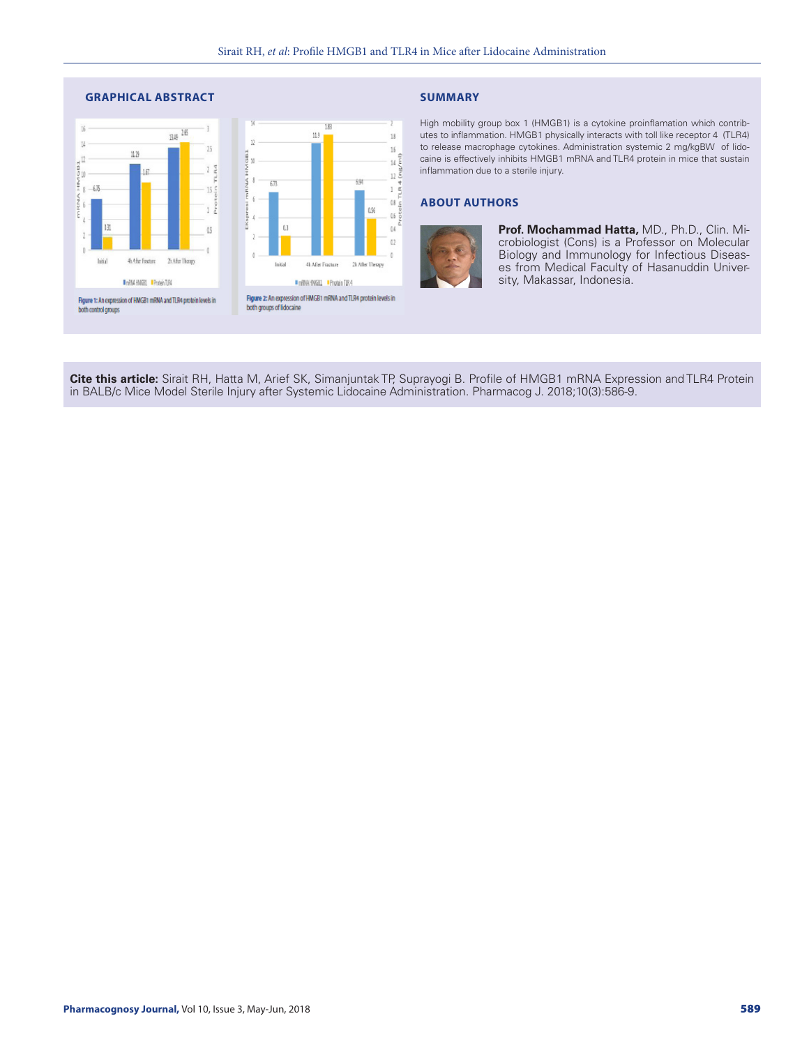## GRAPHICAL ABSTRACT

16
14
12
10
8
6
4
2
0
mRNA HMGB1
6.75
0.31
11.19
1.67
13.49
2.45
3
2.5
2
1.5
1
0.5
0
Protein TLR4
Initial
4h After Fracture
2h After Therapy
mRNA HMGB1
Protein TLR4

Figure 1: An expression of HMGB1 mRNA and TLR4 protein levels in both control groups

14
12
10
8
6
4
2
0
Ekspresi mRNA HMGB1
6.71
0.3
11.9
1.83
6.94
0.56
2
1.8
1.6
1.4
1.2
1
0.8
0.6
0.4
0.2
0
Protein TLR 4 (ng/ml)
Initial
4h After Fracture
2h After Therapy
mRNA HMGB1
Protein TLR-4

Figure 2: An expression of HMGB1 mRNA and TLR4 protein levels in both groups of lidocaine

## SUMMARY

High mobility group box 1 (HMGB1) is a cytokine proinflamation which contributes to inflammation. HMGB1 physically interacts with toll like receptor 4 (TLR4) to release macrophage cytokines. Administration systemic 2 mg/kgBW of lidocaine is effectively inhibits HMGB1 mRNA and TLR4 protein in mice that sustain inflammation due to a sterile injury.

## ABOUT AUTHORS

**Prof. Mochammad Hatta,** MD., Ph.D., Clin. Microbiologist (Cons) is a Professor on Molecular Biology and Immunology for Infectious Diseases from Medical Faculty of Hasanuddin University, Makassar, Indonesia.

**Cite this article:** Sirait RH, Hatta M, Arief SK, Simanjuntak TP, Suprayogi B. Profile of HMGB1 mRNA Expression and TLR4 Protein in BALB/c Mice Model Sterile Injury after Systemic Lidocaine Administration. Pharmacog J. 2018;10(3):586-9.